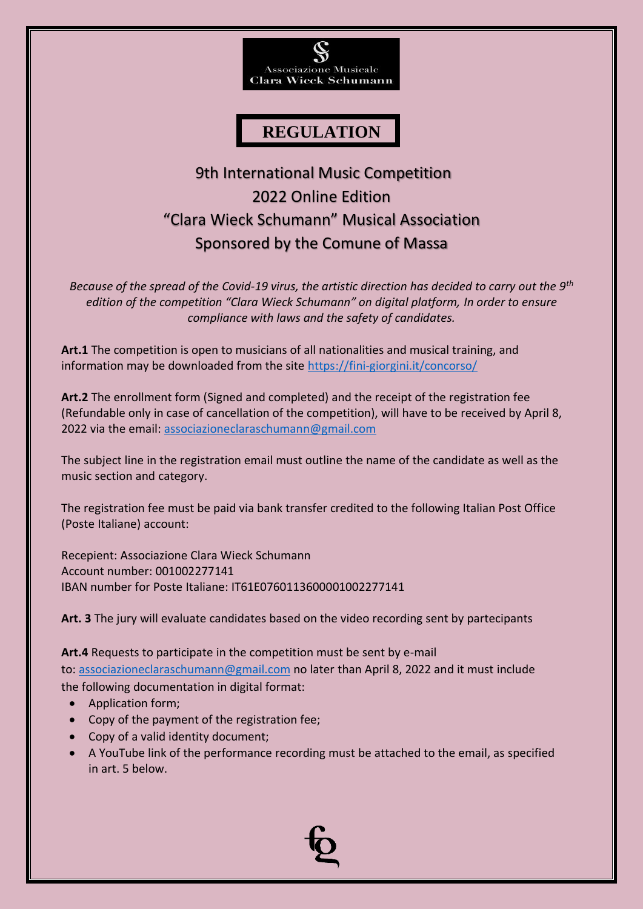Associazione Musicale
Clara Wieck Schumann

# REGULATION

## 9th International Music Competition
## 2022 Online Edition
## "Clara Wieck Schumann" Musical Association
## Sponsored by the Comune of Massa

*Because of the spread of the Covid-19 virus, the artistic direction has decided to carry out the 9th edition of the competition "Clara Wieck Schumann" on digital platform, In order to ensure compliance with laws and the safety of candidates.*

**Art.1** The competition is open to musicians of all nationalities and musical training, and information may be downloaded from the site https://fini-giorgini.it/concorso/

**Art.2** The enrollment form (Signed and completed) and the receipt of the registration fee (Refundable only in case of cancellation of the competition), will have to be received by April 8, 2022 via the email: associazioneclaraschumann@gmail.com

The subject line in the registration email must outline the name of the candidate as well as the music section and category.

The registration fee must be paid via bank transfer credited to the following Italian Post Office (Poste Italiane) account:

Recepient: Associazione Clara Wieck Schumann
Account number: 001002277141
IBAN number for Poste Italiane: IT61E0760113600001002277141

**Art. 3** The jury will evaluate candidates based on the video recording sent by partecipants

**Art.4** Requests to participate in the competition must be sent by e-mail to: associazioneclaraschumann@gmail.com no later than April 8, 2022 and it must include the following documentation in digital format:

- Application form;
- Copy of the payment of the registration fee;
- Copy of a valid identity document;
- A YouTube link of the performance recording must be attached to the email, as specified in art. 5 below.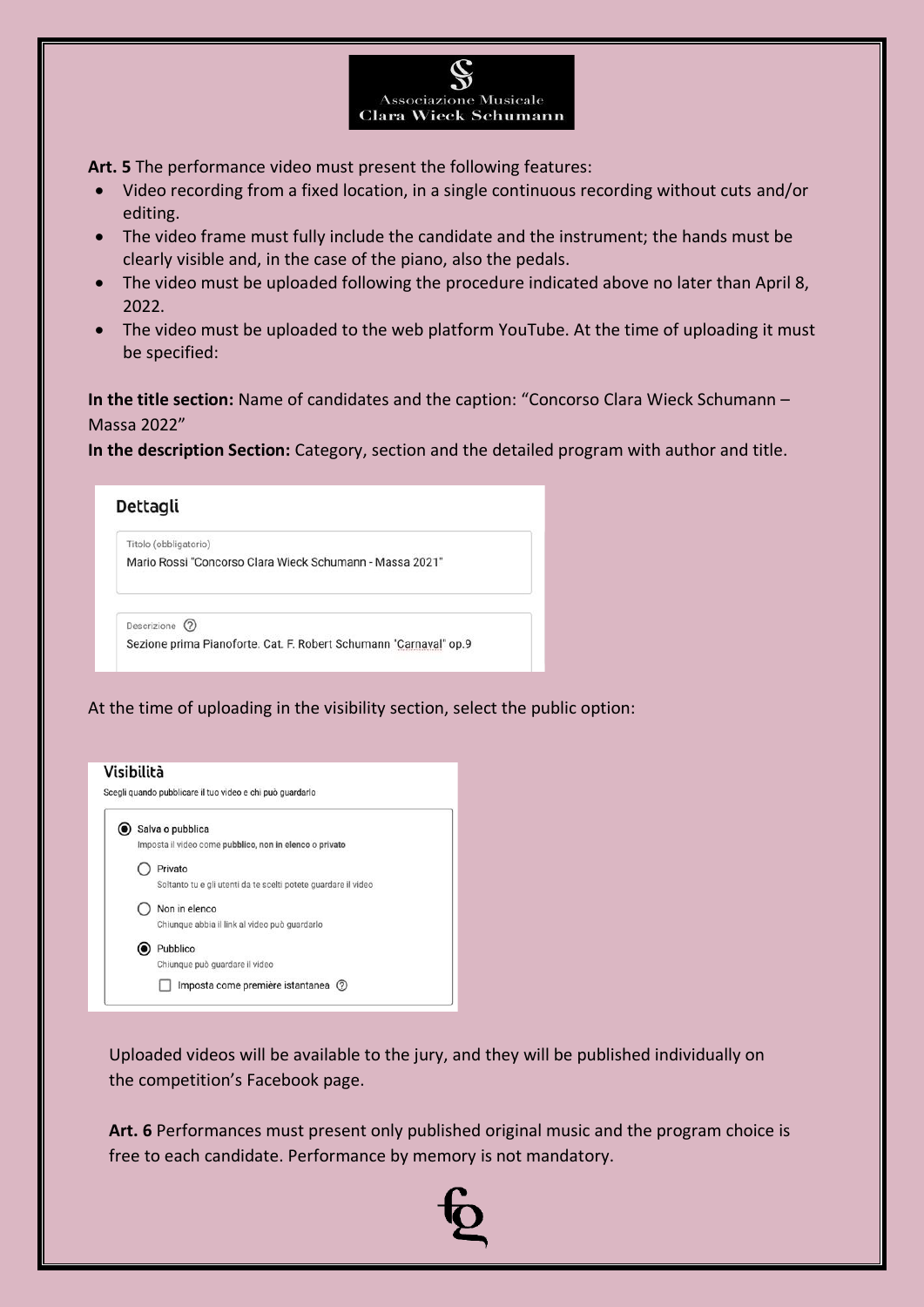**Art. 5** The performance video must present the following features:

- Video recording from a fixed location, in a single continuous recording without cuts and/or editing.
- The video frame must fully include the candidate and the instrument; the hands must be clearly visible and, in the case of the piano, also the pedals.
- The video must be uploaded following the procedure indicated above no later than April 8, 2022.
- The video must be uploaded to the web platform YouTube. At the time of uploading it must be specified:

**In the title section:** Name of candidates and the caption: "Concorso Clara Wieck Schumann – Massa 2022"

**In the description Section:** Category, section and the detailed program with author and title.

**Dettagli**

Titolo (obbligatorio)
Mario Rossi "Concorso Clara Wieck Schumann - Massa 2021"

Descrizione
Sezione prima Pianoforte. Cat. F. Robert Schumann "Carnaval" op.9

At the time of uploading in the visibility section, select the public option:

**Visibilità**

Scegli quando pubblicare il tuo video e chi può guardarlo

- (●) Salva o pubblica
  Imposta il video come **pubblico, non in elenco** o **privato**
  - ( ) Privato
    Soltanto tu e gli utenti da te scelti potete guardare il video
  - ( ) Non in elenco
    Chiunque abbia il link al video può guardarlo
  - (●) Pubblico
    Chiunque può guardare il video
    - [ ] Imposta come première istantanea

Uploaded videos will be available to the jury, and they will be published individually on the competition's Facebook page.

**Art. 6** Performances must present only published original music and the program choice is free to each candidate. Performance by memory is not mandatory.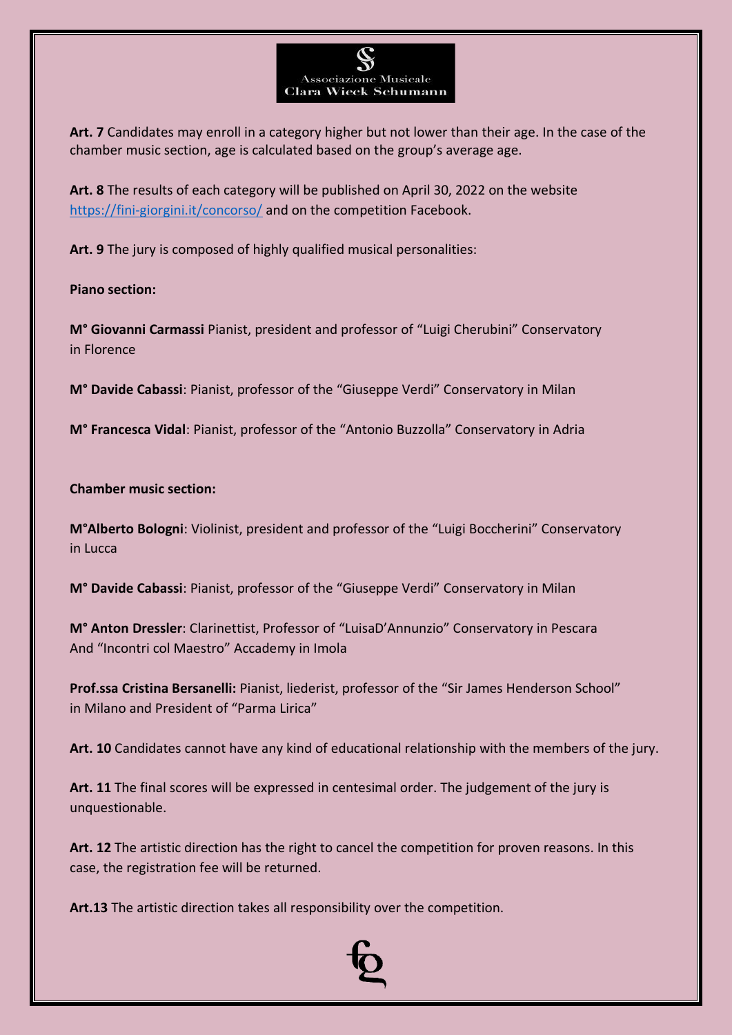**Art. 7** Candidates may enroll in a category higher but not lower than their age. In the case of the chamber music section, age is calculated based on the group's average age.

**Art. 8** The results of each category will be published on April 30, 2022 on the website https://fini-giorgini.it/concorso/ and on the competition Facebook.

**Art. 9** The jury is composed of highly qualified musical personalities:

**Piano section:**

**M° Giovanni Carmassi** Pianist, president and professor of "Luigi Cherubini" Conservatory in Florence

**M° Davide Cabassi**: Pianist, professor of the "Giuseppe Verdi" Conservatory in Milan

**M° Francesca Vidal**: Pianist, professor of the "Antonio Buzzolla" Conservatory in Adria

**Chamber music section:**

**M°Alberto Bologni**: Violinist, president and professor of the "Luigi Boccherini" Conservatory in Lucca

**M° Davide Cabassi**: Pianist, professor of the "Giuseppe Verdi" Conservatory in Milan

**M° Anton Dressler**: Clarinettist, Professor of "LuisaD'Annunzio" Conservatory in Pescara And "Incontri col Maestro" Accademy in Imola

**Prof.ssa Cristina Bersanelli:** Pianist, liederist, professor of the "Sir James Henderson School" in Milano and President of "Parma Lirica"

**Art. 10** Candidates cannot have any kind of educational relationship with the members of the jury.

**Art. 11** The final scores will be expressed in centesimal order. The judgement of the jury is unquestionable.

**Art. 12** The artistic direction has the right to cancel the competition for proven reasons. In this case, the registration fee will be returned.

**Art.13** The artistic direction takes all responsibility over the competition.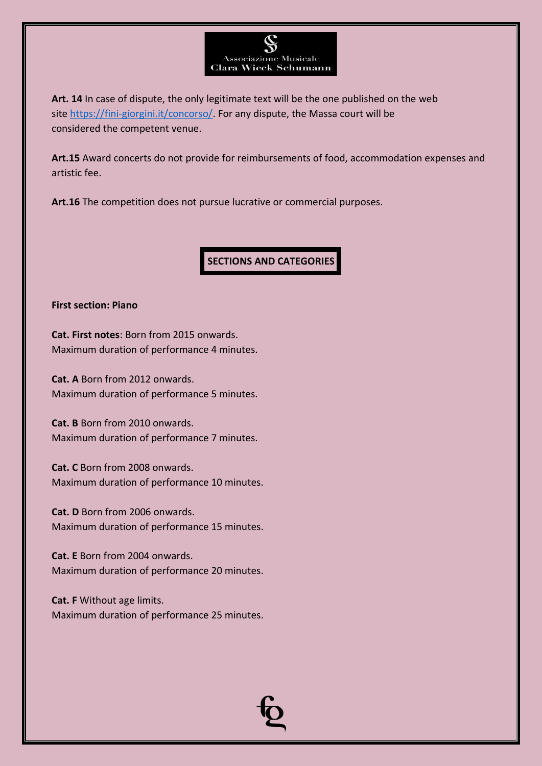**Art. 14** In case of dispute, the only legitimate text will be the one published on the web site https://fini-giorgini.it/concorso/. For any dispute, the Massa court will be considered the competent venue.

**Art.15** Award concerts do not provide for reimbursements of food, accommodation expenses and artistic fee.

**Art.16** The competition does not pursue lucrative or commercial purposes.

## SECTIONS AND CATEGORIES

**First section: Piano**

**Cat. First notes**: Born from 2015 onwards.
Maximum duration of performance 4 minutes.

**Cat. A** Born from 2012 onwards.
Maximum duration of performance 5 minutes.

**Cat. B** Born from 2010 onwards.
Maximum duration of performance 7 minutes.

**Cat. C** Born from 2008 onwards.
Maximum duration of performance 10 minutes.

**Cat. D** Born from 2006 onwards.
Maximum duration of performance 15 minutes.

**Cat. E** Born from 2004 onwards.
Maximum duration of performance 20 minutes.

**Cat. F** Without age limits.
Maximum duration of performance 25 minutes.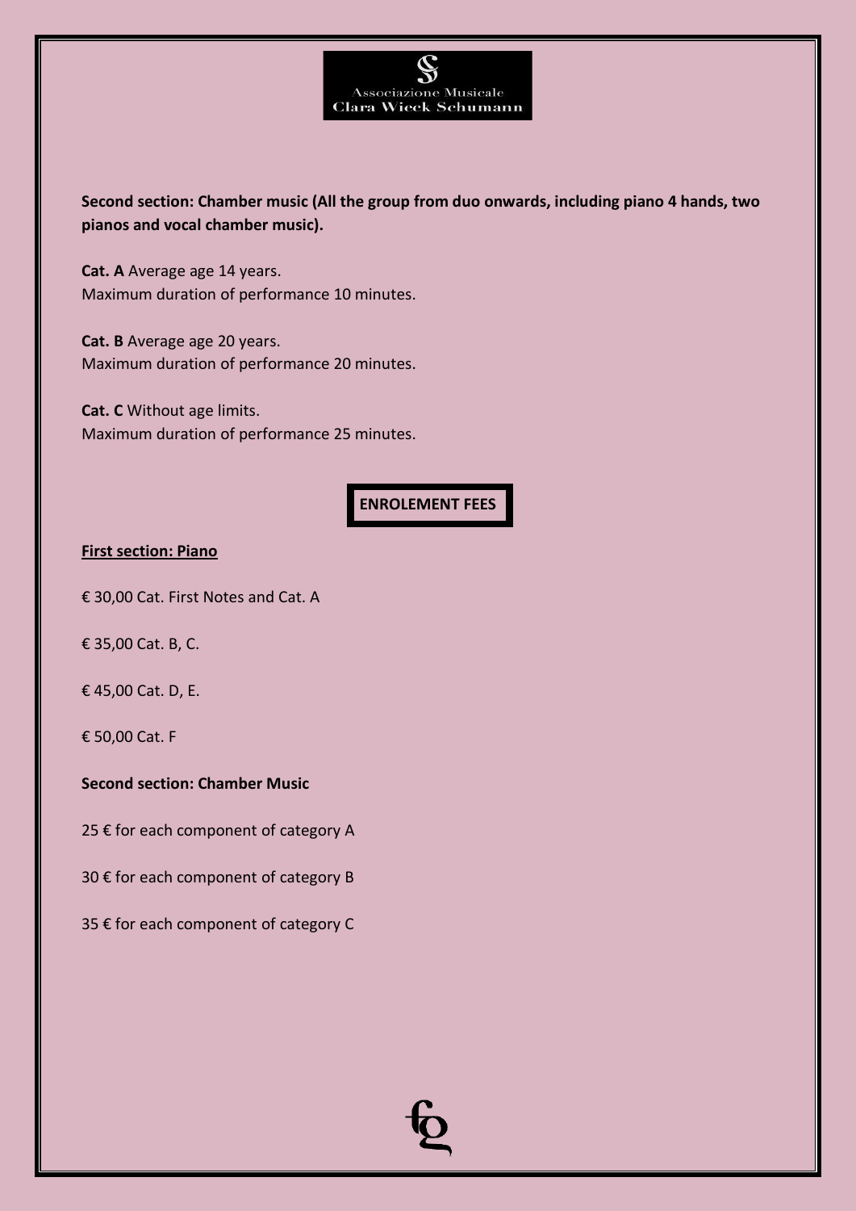**Second section: Chamber music (All the group from duo onwards, including piano 4 hands, two pianos and vocal chamber music).**

**Cat. A** Average age 14 years.
Maximum duration of performance 10 minutes.

**Cat. B** Average age 20 years.
Maximum duration of performance 20 minutes.

**Cat. C** Without age limits.
Maximum duration of performance 25 minutes.

## ENROLEMENT FEES

**First section: Piano**

€ 30,00 Cat. First Notes and Cat. A

€ 35,00 Cat. B, C.

€ 45,00 Cat. D, E.

€ 50,00 Cat. F

**Second section: Chamber Music**

25 € for each component of category A

30 € for each component of category B

35 € for each component of category C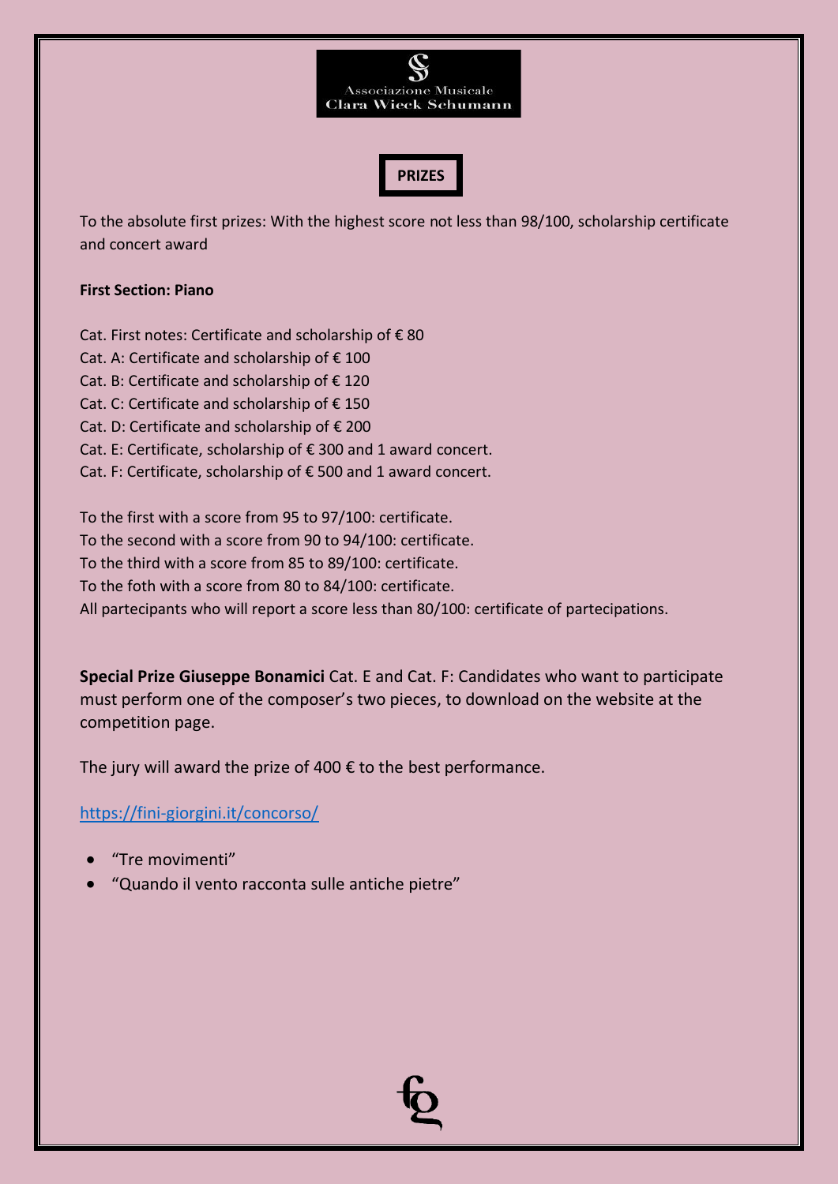Associazione Musicale
Clara Wieck Schumann

## PRIZES

To the absolute first prizes: With the highest score not less than 98/100, scholarship certificate and concert award

**First Section: Piano**

Cat. First notes: Certificate and scholarship of € 80
Cat. A: Certificate and scholarship of € 100
Cat. B: Certificate and scholarship of € 120
Cat. C: Certificate and scholarship of € 150
Cat. D: Certificate and scholarship of € 200
Cat. E: Certificate, scholarship of € 300 and 1 award concert.
Cat. F: Certificate, scholarship of € 500 and 1 award concert.

To the first with a score from 95 to 97/100: certificate.
To the second with a score from 90 to 94/100: certificate.
To the third with a score from 85 to 89/100: certificate.
To the foth with a score from 80 to 84/100: certificate.
All partecipants who will report a score less than 80/100: certificate of partecipations.

**Special Prize Giuseppe Bonamici** Cat. E and Cat. F: Candidates who want to participate must perform one of the composer's two pieces, to download on the website at the competition page.

The jury will award the prize of 400 € to the best performance.

https://fini-giorgini.it/concorso/

- "Tre movimenti"
- "Quando il vento racconta sulle antiche pietre"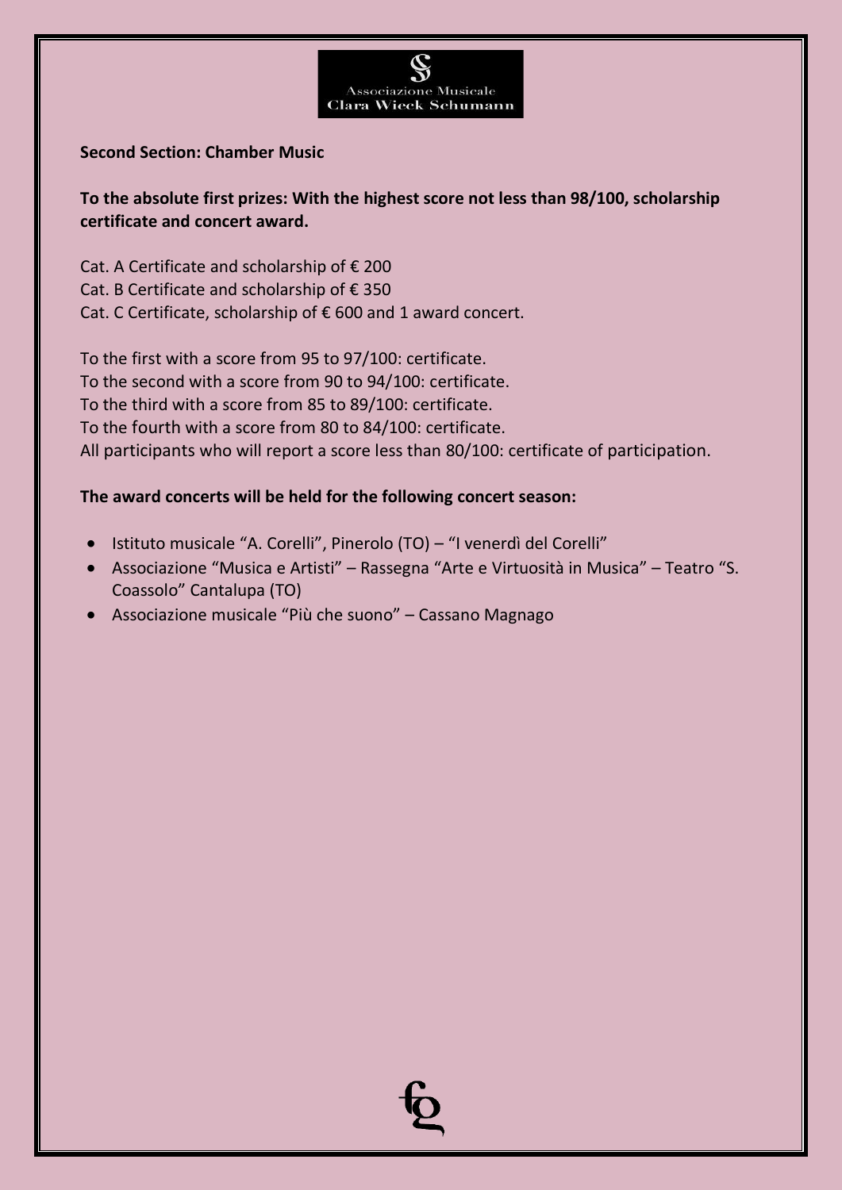**Second Section: Chamber Music**

**To the absolute first prizes: With the highest score not less than 98/100, scholarship certificate and concert award.**

Cat. A Certificate and scholarship of € 200
Cat. B Certificate and scholarship of € 350
Cat. C Certificate, scholarship of € 600 and 1 award concert.

To the first with a score from 95 to 97/100: certificate.
To the second with a score from 90 to 94/100: certificate.
To the third with a score from 85 to 89/100: certificate.
To the fourth with a score from 80 to 84/100: certificate.
All participants who will report a score less than 80/100: certificate of participation.

**The award concerts will be held for the following concert season:**

- Istituto musicale "A. Corelli", Pinerolo (TO) – "I venerdì del Corelli"
- Associazione "Musica e Artisti" – Rassegna "Arte e Virtuosità in Musica" – Teatro "S. Coassolo" Cantalupa (TO)
- Associazione musicale "Più che suono" – Cassano Magnago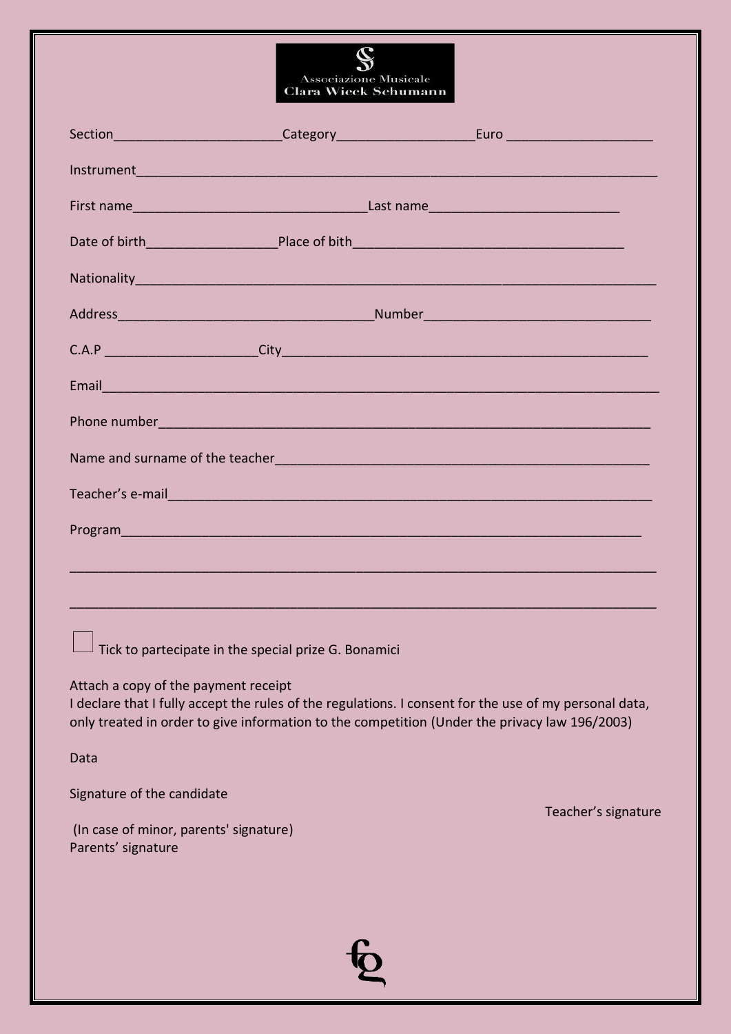Associazione Musicale
Clara Wieck Schumann

Section_______________________Category__________________Euro ___________________

Instrument____________________________________________________________________________

First name________________________________Last name__________________________

Date of birth_________________Place of bith____________________________________

Nationality___________________________________________________________________________

Address___________________________________Number______________________________

C.A.P ____________________City___________________________________________________

Email_________________________________________________________________________________

Phone number_________________________________________________________________________

Name and surname of the teacher_____________________________________________________

Teacher's e-mail_____________________________________________________________________

Program______________________________________________________________________________

______________________________________________________________________________________

______________________________________________________________________________________

☐ Tick to partecipate in the special prize G. Bonamici

Attach a copy of the payment receipt
I declare that I fully accept the rules of the regulations. I consent for the use of my personal data, only treated in order to give information to the competition (Under the privacy law 196/2003)

Data

Signature of the candidate

Teacher's signature

(In case of minor, parents' signature)
Parents' signature